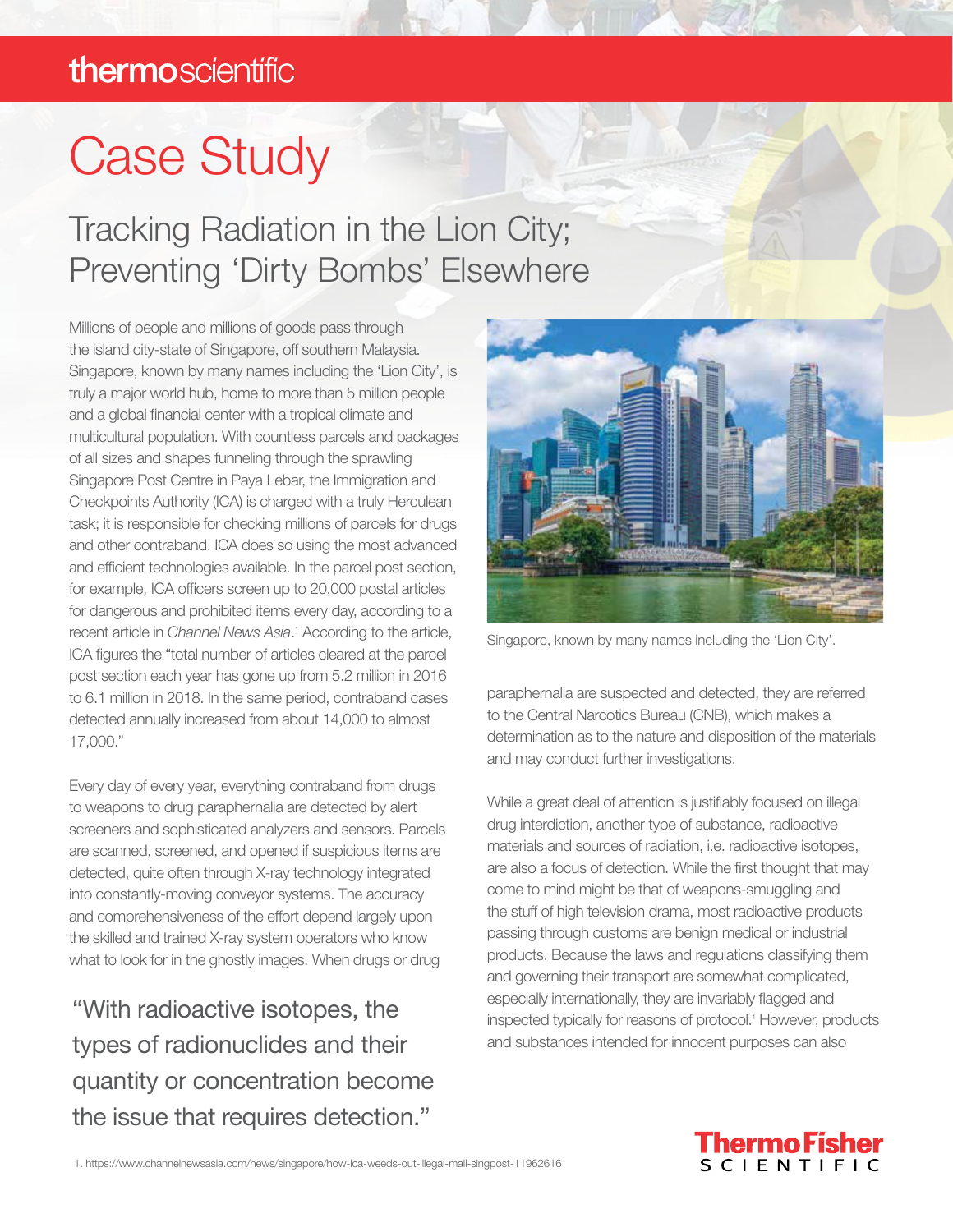# Case Study

## Tracking Radiation in the Lion City; Preventing 'Dirty Bombs' Elsewhere

Millions of people and millions of goods pass through the island city-state of Singapore, off southern Malaysia. Singapore, known by many names including the 'Lion City', is truly a major world hub, home to more than 5 million people and a global financial center with a tropical climate and multicultural population. With countless parcels and packages of all sizes and shapes funneling through the sprawling Singapore Post Centre in Paya Lebar, the Immigration and Checkpoints Authority (ICA) is charged with a truly Herculean task; it is responsible for checking millions of parcels for drugs and other contraband. ICA does so using the most advanced and efficient technologies available. In the parcel post section, for example, ICA officers screen up to 20,000 postal articles for dangerous and prohibited items every day, according to a recent article in *Channel News Asia*.[1] According to the article, ICA figures the "total number of articles cleared at the parcel post section each year has gone up from 5.2 million in 2016 to 6.1 million in 2018. In the same period, contraband cases detected annually increased from about 14,000 to almost 17,000."

Every day of every year, everything contraband from drugs to weapons to drug paraphernalia are detected by alert screeners and sophisticated analyzers and sensors. Parcels are scanned, screened, and opened if suspicious items are detected, quite often through X-ray technology integrated into constantly-moving conveyor systems. The accuracy and comprehensiveness of the effort depend largely upon the skilled and trained X-ray system operators who know what to look for in the ghostly images. When drugs or drug paraphernalia are suspected and detected, they are referred to the Central Narcotics Bureau (CNB), which makes a determination as to the nature and disposition of the materials and may conduct further investigations.

> "With radioactive isotopes, the types of radionuclides and their quantity or concentration become the issue that requires detection."

Singapore, known by many names including the 'Lion City'.

While a great deal of attention is justifiably focused on illegal drug interdiction, another type of substance, radioactive materials and sources of radiation, i.e. radioactive isotopes, are also a focus of detection. While the first thought that may come to mind might be that of weapons-smuggling and the stuff of high television drama, most radioactive products passing through customs are benign medical or industrial products. Because the laws and regulations classifying them and governing their transport are somewhat complicated, especially internationally, they are invariably flagged and inspected typically for reasons of protocol.[1] However, products and substances intended for innocent purposes can also

1. https://www.channelnewsasia.com/news/singapore/how-ica-weeds-out-illegal-mail-singpost-11962616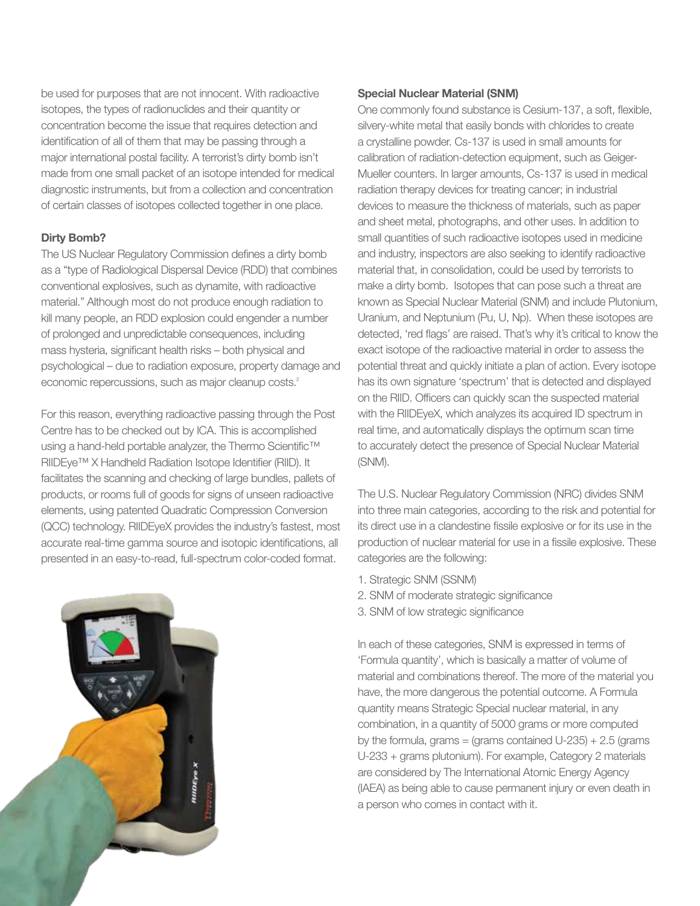be used for purposes that are not innocent. With radioactive isotopes, the types of radionuclides and their quantity or concentration become the issue that requires detection and identification of all of them that may be passing through a major international postal facility. A terrorist's dirty bomb isn't made from one small packet of an isotope intended for medical diagnostic instruments, but from a collection and concentration of certain classes of isotopes collected together in one place.

**Dirty Bomb?**

The US Nuclear Regulatory Commission defines a dirty bomb as a "type of Radiological Dispersal Device (RDD) that combines conventional explosives, such as dynamite, with radioactive material." Although most do not produce enough radiation to kill many people, an RDD explosion could engender a number of prolonged and unpredictable consequences, including mass hysteria, significant health risks – both physical and psychological – due to radiation exposure, property damage and economic repercussions, such as major cleanup costs.[2]

For this reason, everything radioactive passing through the Post Centre has to be checked out by ICA. This is accomplished using a hand-held portable analyzer, the Thermo Scientific™ RIIDEye™ X Handheld Radiation Isotope Identifier (RIID). It facilitates the scanning and checking of large bundles, pallets of products, or rooms full of goods for signs of unseen radioactive elements, using patented Quadratic Compression Conversion (QCC) technology. RIIDEyeX provides the industry's fastest, most accurate real-time gamma source and isotopic identifications, all presented in an easy-to-read, full-spectrum color-coded format.

**Special Nuclear Material (SNM)**

One commonly found substance is Cesium-137, a soft, flexible, silvery-white metal that easily bonds with chlorides to create a crystalline powder. Cs-137 is used in small amounts for calibration of radiation-detection equipment, such as Geiger-Mueller counters. In larger amounts, Cs-137 is used in medical radiation therapy devices for treating cancer; in industrial devices to measure the thickness of materials, such as paper and sheet metal, photographs, and other uses. In addition to small quantities of such radioactive isotopes used in medicine and industry, inspectors are also seeking to identify radioactive material that, in consolidation, could be used by terrorists to make a dirty bomb. Isotopes that can pose such a threat are known as Special Nuclear Material (SNM) and include Plutonium, Uranium, and Neptunium (Pu, U, Np). When these isotopes are detected, 'red flags' are raised. That's why it's critical to know the exact isotope of the radioactive material in order to assess the potential threat and quickly initiate a plan of action. Every isotope has its own signature 'spectrum' that is detected and displayed on the RIID. Officers can quickly scan the suspected material with the RIIDEyeX, which analyzes its acquired ID spectrum in real time, and automatically displays the optimum scan time to accurately detect the presence of Special Nuclear Material (SNM).

The U.S. Nuclear Regulatory Commission (NRC) divides SNM into three main categories, according to the risk and potential for its direct use in a clandestine fissile explosive or for its use in the production of nuclear material for use in a fissile explosive. These categories are the following:

1. Strategic SNM (SSNM)
2. SNM of moderate strategic significance
3. SNM of low strategic significance

In each of these categories, SNM is expressed in terms of 'Formula quantity', which is basically a matter of volume of material and combinations thereof. The more of the material you have, the more dangerous the potential outcome. A Formula quantity means Strategic Special nuclear material, in any combination, in a quantity of 5000 grams or more computed by the formula, grams = (grams contained U-235) + 2.5 (grams U-233 + grams plutonium). For example, Category 2 materials are considered by The International Atomic Energy Agency (IAEA) as being able to cause permanent injury or even death in a person who comes in contact with it.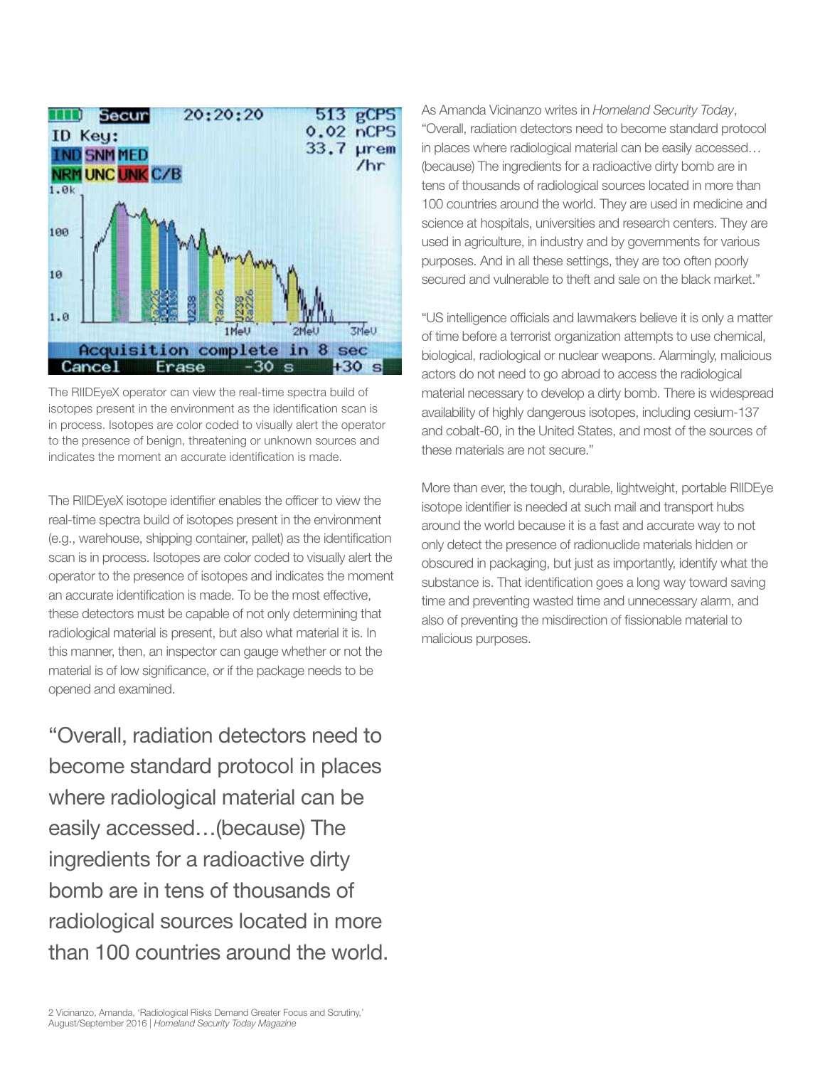The RIIDEyeX operator can view the real-time spectra build of isotopes present in the environment as the identification scan is in process. Isotopes are color coded to visually alert the operator to the presence of benign, threatening or unknown sources and indicates the moment an accurate identification is made.

The RIIDEyeX isotope identifier enables the officer to view the real-time spectra build of isotopes present in the environment (e.g., warehouse, shipping container, pallet) as the identification scan is in process. Isotopes are color coded to visually alert the operator to the presence of isotopes and indicates the moment an accurate identification is made. To be the most effective, these detectors must be capable of not only determining that radiological material is present, but also what material it is. In this manner, then, an inspector can gauge whether or not the material is of low significance, or if the package needs to be opened and examined.

> "Overall, radiation detectors need to become standard protocol in places where radiological material can be easily accessed…(because) The ingredients for a radioactive dirty bomb are in tens of thousands of radiological sources located in more than 100 countries around the world.

As Amanda Vicinanzo writes in *Homeland Security Today*, "Overall, radiation detectors need to become standard protocol in places where radiological material can be easily accessed…(because) The ingredients for a radioactive dirty bomb are in tens of thousands of radiological sources located in more than 100 countries around the world. They are used in medicine and science at hospitals, universities and research centers. They are used in agriculture, in industry and by governments for various purposes. And in all these settings, they are too often poorly secured and vulnerable to theft and sale on the black market."

"US intelligence officials and lawmakers believe it is only a matter of time before a terrorist organization attempts to use chemical, biological, radiological or nuclear weapons. Alarmingly, malicious actors do not need to go abroad to access the radiological material necessary to develop a dirty bomb. There is widespread availability of highly dangerous isotopes, including cesium-137 and cobalt-60, in the United States, and most of the sources of these materials are not secure."

More than ever, the tough, durable, lightweight, portable RIIDEye isotope identifier is needed at such mail and transport hubs around the world because it is a fast and accurate way to not only detect the presence of radionuclide materials hidden or obscured in packaging, but just as importantly, identify what the substance is. That identification goes a long way toward saving time and preventing wasted time and unnecessary alarm, and also of preventing the misdirection of fissionable material to malicious purposes.

2 Vicinanzo, Amanda, 'Radiological Risks Demand Greater Focus and Scrutiny,' August/September 2016 | *Homeland Security Today Magazine*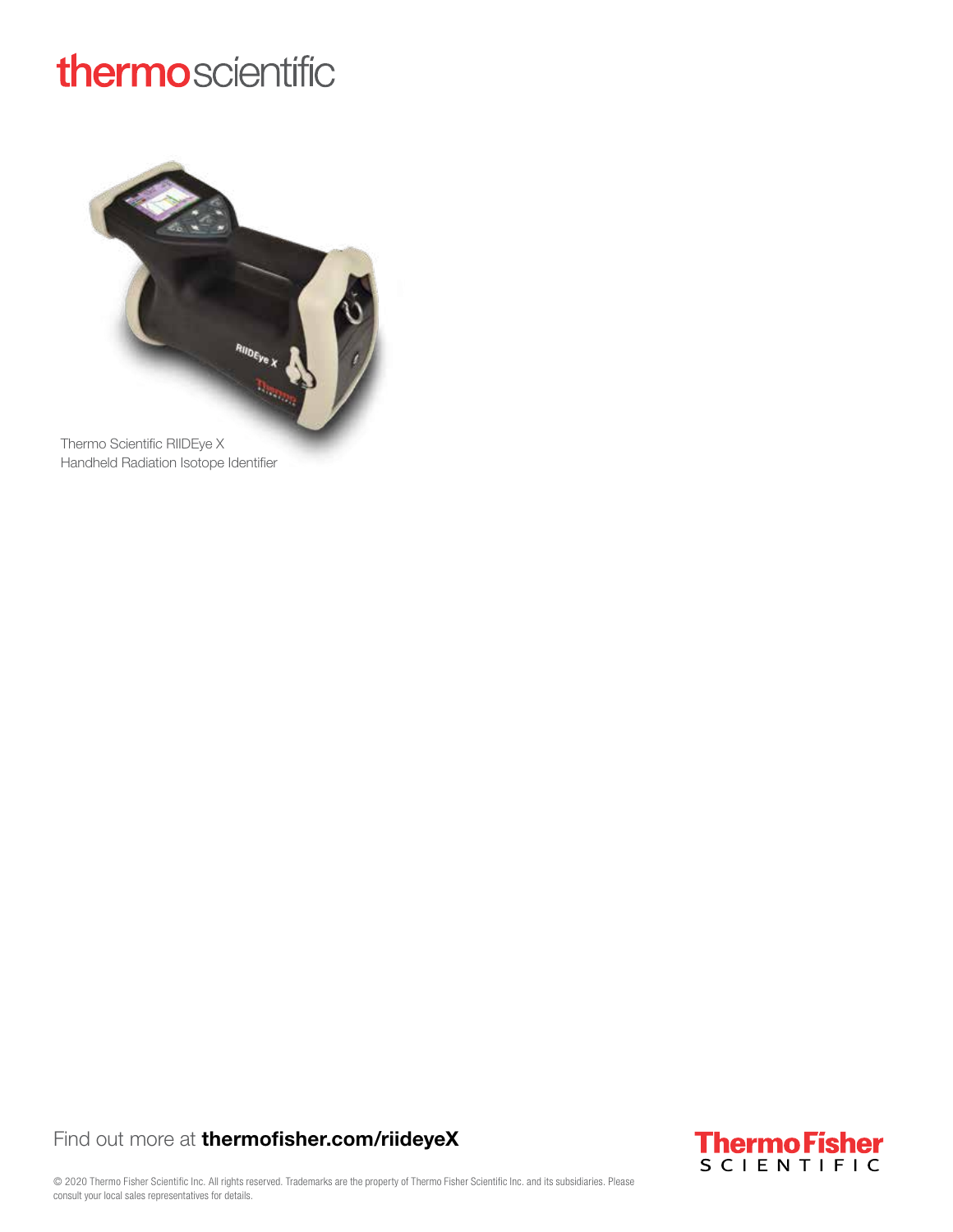thermo scientific

Thermo Scientific RIIDEye X
Handheld Radiation Isotope Identifier

Find out more at **thermofisher.com/riideyeX**

ThermoFisher SCIENTIFIC

© 2020 Thermo Fisher Scientific Inc. All rights reserved. Trademarks are the property of Thermo Fisher Scientific Inc. and its subsidiaries. Please consult your local sales representatives for details.